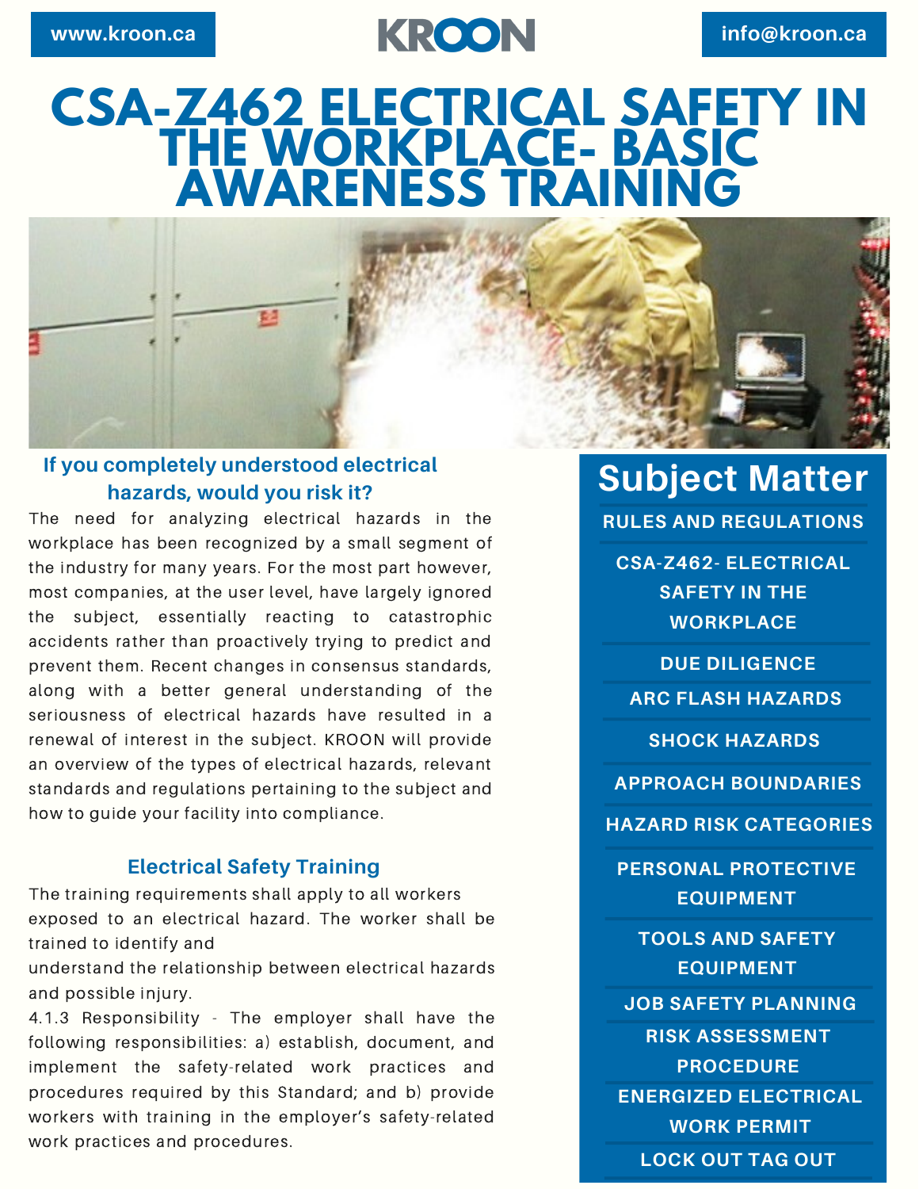www.kroon.ca

KROON

info@kroon.ca

# CSA-Z462 ELECTRICAL SAFETY IN THE WORKPLACE- BASIC AWARENESS TRAINING

### If you completely understood electrical hazards, would you risk it?

The need for analyzing electrical hazards in the workplace has been recognized by a small segment of the industry for many years. For the most part however, most companies, at the user level, have largely ignored the subject, essentially reacting to catastrophic accidents rather than proactively trying to predict and prevent them. Recent changes in consensus standards, along with a better general understanding of the seriousness of electrical hazards have resulted in a renewal of interest in the subject. KROON will provide an overview of the types of electrical hazards, relevant standards and regulations pertaining to the subject and how to guide your facility into compliance.

### Electrical Safety Training

The training requirements shall apply to all workers exposed to an electrical hazard. The worker shall be trained to identify and understand the relationship between electrical hazards and possible injury.

4.1.3 Responsibility - The employer shall have the following responsibilities: a) establish, document, and implement the safety-related work practices and procedures required by this Standard; and b) provide workers with training in the employer's safety-related work practices and procedures.

## Subject Matter

- RULES AND REGULATIONS
- CSA-Z462- ELECTRICAL SAFETY IN THE WORKPLACE
- DUE DILIGENCE
- ARC FLASH HAZARDS
- SHOCK HAZARDS
- APPROACH BOUNDARIES
- HAZARD RISK CATEGORIES
- PERSONAL PROTECTIVE EQUIPMENT
- TOOLS AND SAFETY EQUIPMENT
- JOB SAFETY PLANNING
- RISK ASSESSMENT PROCEDURE
- ENERGIZED ELECTRICAL WORK PERMIT
- LOCK OUT TAG OUT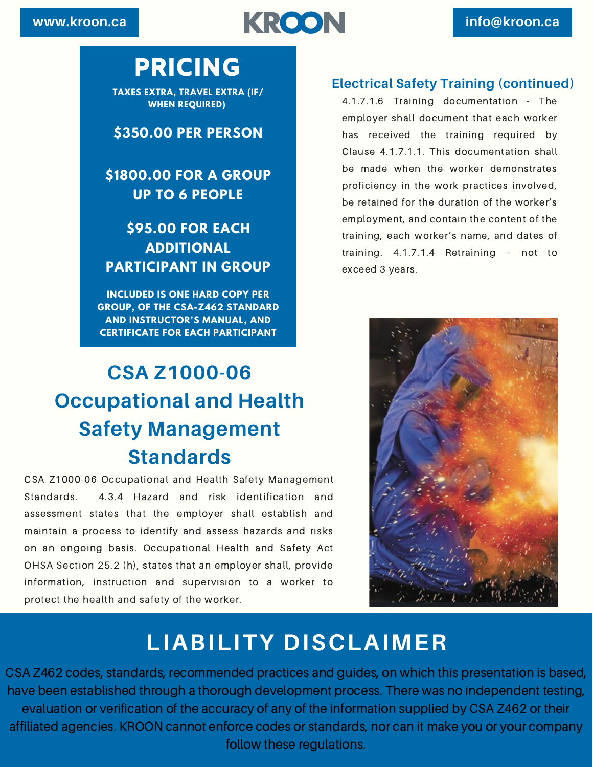# PRICING

**TAXES EXTRA, TRAVEL EXTRA (IF/ WHEN REQUIRED)**

**$350.00 PER PERSON**

**$1800.00 FOR A GROUP UP TO 6 PEOPLE**

**$95.00 FOR EACH ADDITIONAL PARTICIPANT IN GROUP**

**INCLUDED IS ONE HARD COPY PER GROUP, OF THE CSA-Z462 STANDARD AND INSTRUCTOR'S MANUAL, AND CERTIFICATE FOR EACH PARTICIPANT**

## CSA Z1000-06 Occupational and Health Safety Management Standards

CSA Z1000-06 Occupational and Health Safety Management Standards. 4.3.4 Hazard and risk identification and assessment states that the employer shall establish and maintain a process to identify and assess hazards and risks on an ongoing basis. Occupational Health and Safety Act OHSA Section 25.2 (h), states that an employer shall, provide information, instruction and supervision to a worker to protect the health and safety of the worker.

## Electrical Safety Training (continued)

4.1.7.1.6 Training documentation - The employer shall document that each worker has received the training required by Clause 4.1.7.1.1. This documentation shall be made when the worker demonstrates proficiency in the work practices involved, be retained for the duration of the worker's employment, and contain the content of the training, each worker's name, and dates of training. 4.1.7.1.4 Retraining – not to exceed 3 years.

# LIABILITY DISCLAIMER

CSA Z462 codes, standards, recommended practices and guides, on which this presentation is based, have been established through a thorough development process. There was no independent testing, evaluation or verification of the accuracy of any of the information supplied by CSA Z462 or their affiliated agencies. KROON cannot enforce codes or standards, nor can it make you or your company follow these regulations.